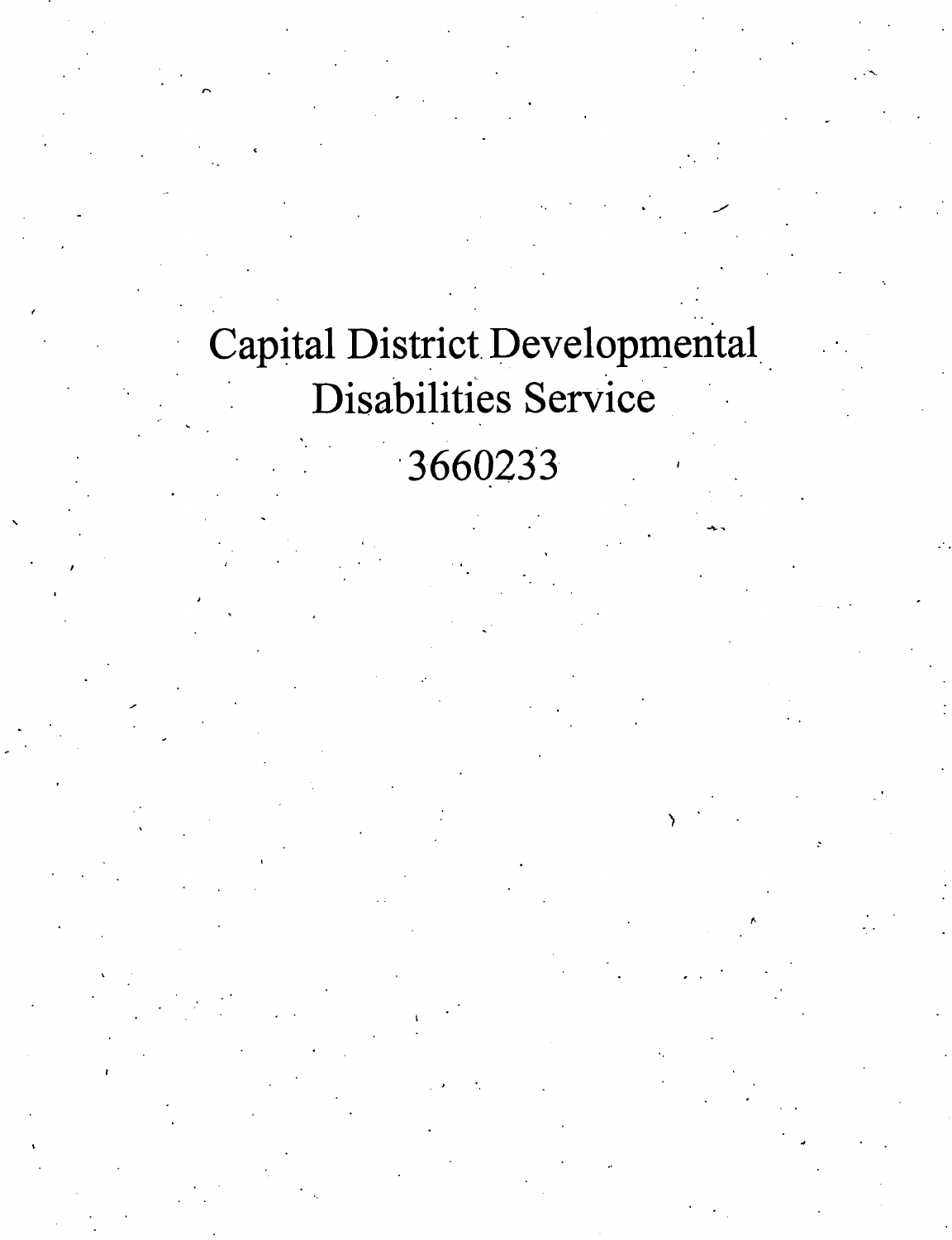# Capital District Developmental Disabilities Service

# 3660233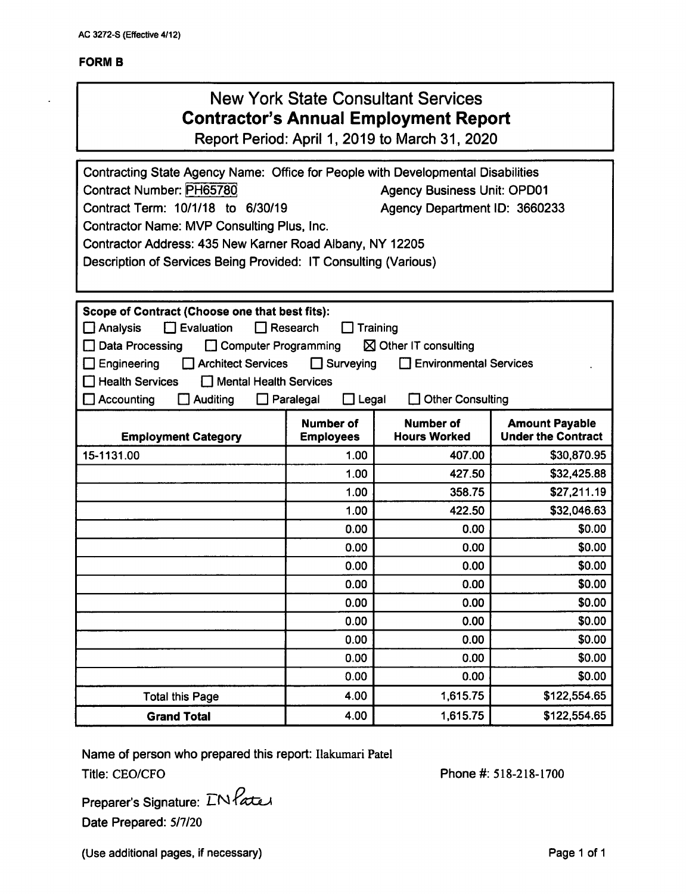AC 3272-S (Effective 4/12)

**FORM B**

# New York State Consultant Services
## Contractor's Annual Employment Report

Report Period: April 1, 2019 to March 31, 2020

Contracting State Agency Name: Office for People with Developmental Disabilities
Contract Number: PH65780 Agency Business Unit: OPD01
Contract Term: 10/1/18 to 6/30/19 Agency Department ID: 3660233
Contractor Name: MVP Consulting Plus, Inc.
Contractor Address: 435 New Karner Road Albany, NY 12205
Description of Services Being Provided: IT Consulting (Various)

**Scope of Contract (Choose one that best fits):**

☐ Analysis ☐ Evaluation ☐ Research ☐ Training
☐ Data Processing ☐ Computer Programming ☒ Other IT consulting
☐ Engineering ☐ Architect Services ☐ Surveying ☐ Environmental Services
☐ Health Services ☐ Mental Health Services
☐ Accounting ☐ Auditing ☐ Paralegal ☐ Legal ☐ Other Consulting

| Employment Category | Number of Employees | Number of Hours Worked | Amount Payable Under the Contract |
|---|---|---|---|
| 15-1131.00 | 1.00 | 407.00 | $30,870.95 |
| | 1.00 | 427.50 | $32,425.88 |
| | 1.00 | 358.75 | $27,211.19 |
| | 1.00 | 422.50 | $32,046.63 |
| | 0.00 | 0.00 | $0.00 |
| | 0.00 | 0.00 | $0.00 |
| | 0.00 | 0.00 | $0.00 |
| | 0.00 | 0.00 | $0.00 |
| | 0.00 | 0.00 | $0.00 |
| | 0.00 | 0.00 | $0.00 |
| | 0.00 | 0.00 | $0.00 |
| | 0.00 | 0.00 | $0.00 |
| | 0.00 | 0.00 | $0.00 |
| Total this Page | 4.00 | 1,615.75 | $122,554.65 |
| **Grand Total** | 4.00 | 1,615.75 | $122,554.65 |

Name of person who prepared this report: Ilakumari Patel
Title: CEO/CFO Phone #: 518-218-1700

Preparer's Signature: IN Patel
Date Prepared: 5/7/20

(Use additional pages, if necessary)